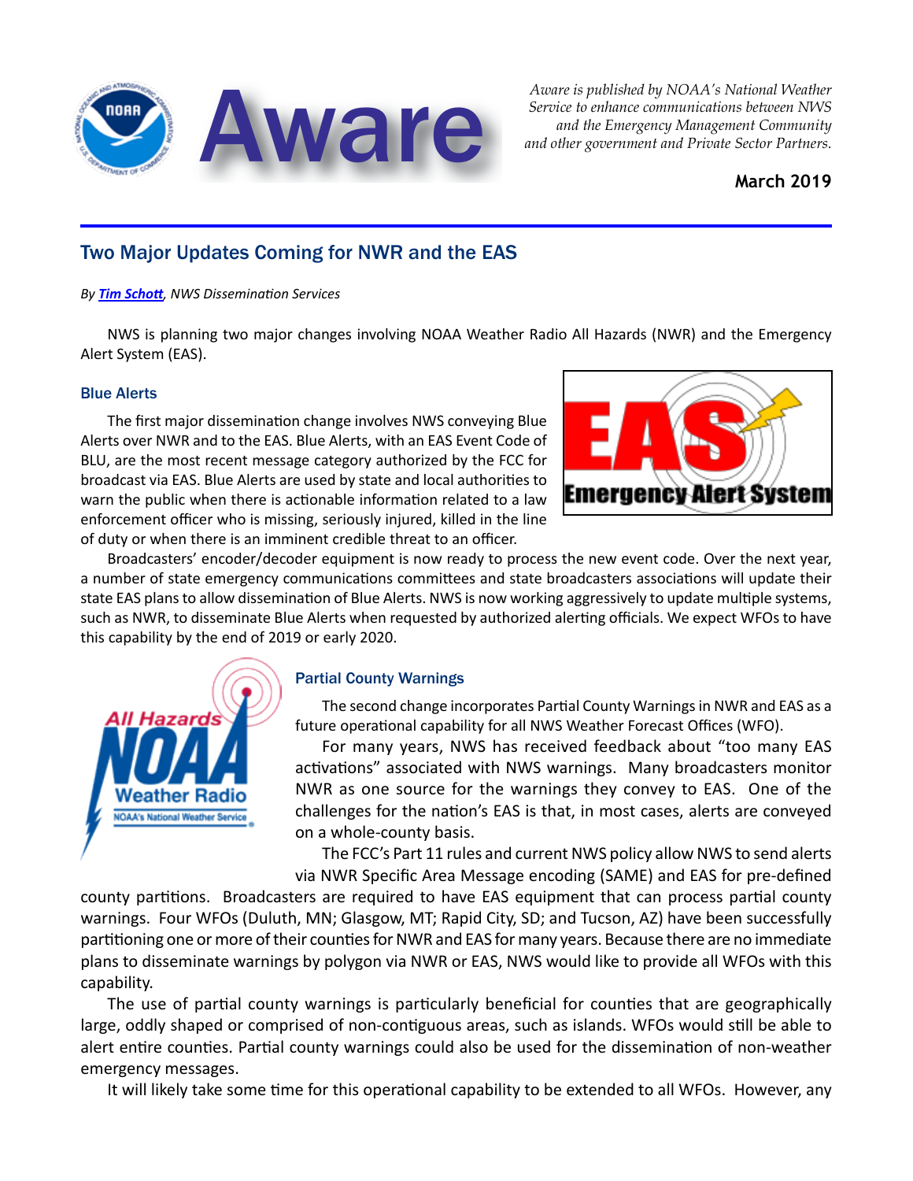# Aware

*Aware is published by NOAA's National Weather Service to enhance communications between NWS and the Emergency Management Community and other government and Private Sector Partners.*

**March 2019**

## Two Major Updates Coming for NWR and the EAS

*By* ***Tim Schott****, NWS Dissemination Services*

NWS is planning two major changes involving NOAA Weather Radio All Hazards (NWR) and the Emergency Alert System (EAS).

### Blue Alerts

The first major dissemination change involves NWS conveying Blue Alerts over NWR and to the EAS. Blue Alerts, with an EAS Event Code of BLU, are the most recent message category authorized by the FCC for broadcast via EAS. Blue Alerts are used by state and local authorities to warn the public when there is actionable information related to a law enforcement officer who is missing, seriously injured, killed in the line of duty or when there is an imminent credible threat to an officer.

Broadcasters' encoder/decoder equipment is now ready to process the new event code. Over the next year, a number of state emergency communications committees and state broadcasters associations will update their state EAS plans to allow dissemination of Blue Alerts. NWS is now working aggressively to update multiple systems, such as NWR, to disseminate Blue Alerts when requested by authorized alerting officials. We expect WFOs to have this capability by the end of 2019 or early 2020.

### Partial County Warnings

The second change incorporates Partial County Warnings in NWR and EAS as a future operational capability for all NWS Weather Forecast Offices (WFO).

For many years, NWS has received feedback about "too many EAS activations" associated with NWS warnings. Many broadcasters monitor NWR as one source for the warnings they convey to EAS. One of the challenges for the nation's EAS is that, in most cases, alerts are conveyed on a whole-county basis.

The FCC's Part 11 rules and current NWS policy allow NWS to send alerts via NWR Specific Area Message encoding (SAME) and EAS for pre-defined county partitions. Broadcasters are required to have EAS equipment that can process partial county warnings. Four WFOs (Duluth, MN; Glasgow, MT; Rapid City, SD; and Tucson, AZ) have been successfully partitioning one or more of their counties for NWR and EAS for many years. Because there are no immediate plans to disseminate warnings by polygon via NWR or EAS, NWS would like to provide all WFOs with this capability.

The use of partial county warnings is particularly beneficial for counties that are geographically large, oddly shaped or comprised of non-contiguous areas, such as islands. WFOs would still be able to alert entire counties. Partial county warnings could also be used for the dissemination of non-weather emergency messages.

It will likely take some time for this operational capability to be extended to all WFOs. However, any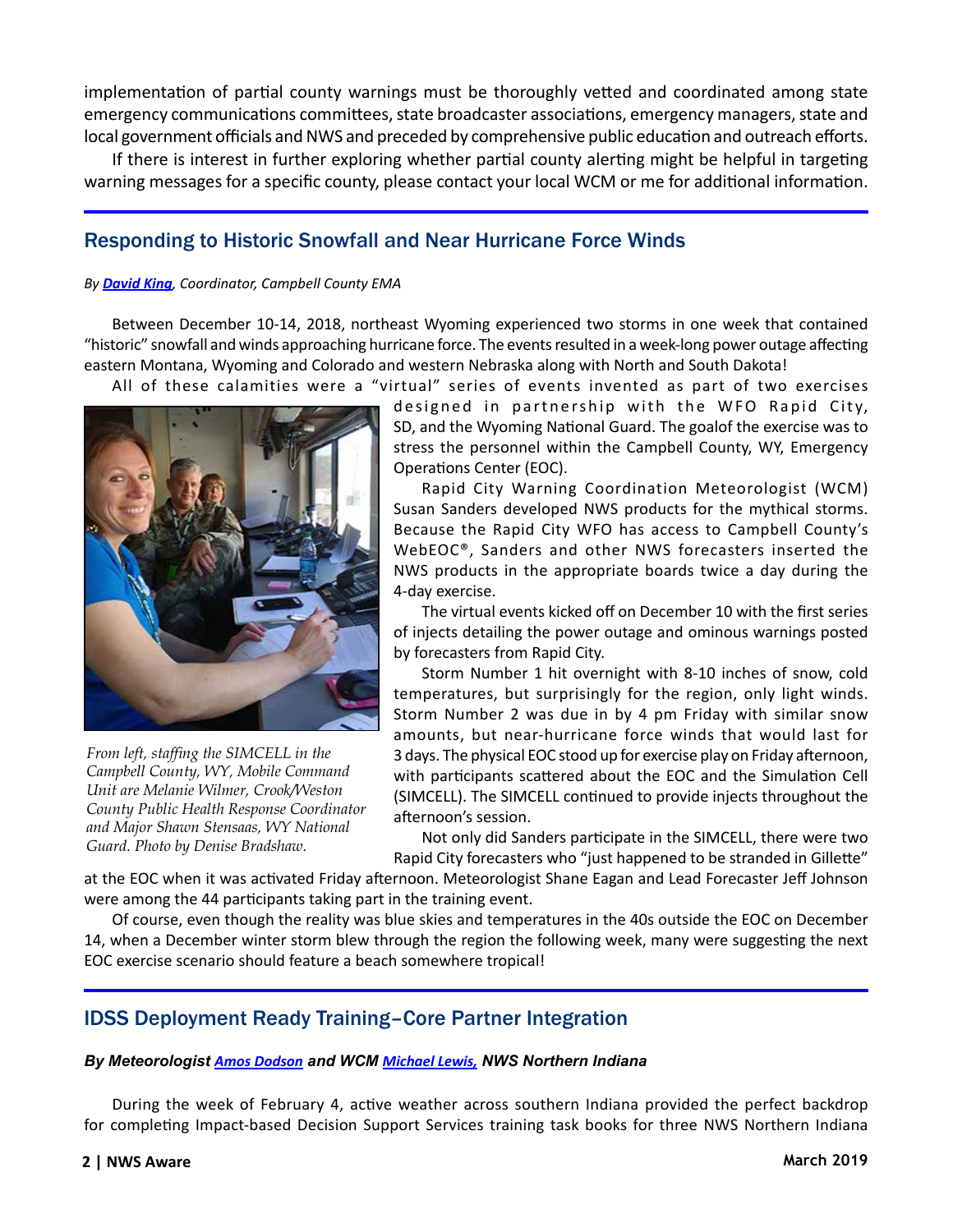implementation of partial county warnings must be thoroughly vetted and coordinated among state emergency communications committees, state broadcaster associations, emergency managers, state and local government officials and NWS and preceded by comprehensive public education and outreach efforts.

If there is interest in further exploring whether partial county alerting might be helpful in targeting warning messages for a specific county, please contact your local WCM or me for additional information.

## Responding to Historic Snowfall and Near Hurricane Force Winds

*By **David King**, Coordinator, Campbell County EMA*

Between December 10-14, 2018, northeast Wyoming experienced two storms in one week that contained "historic" snowfall and winds approaching hurricane force. The events resulted in a week-long power outage affecting eastern Montana, Wyoming and Colorado and western Nebraska along with North and South Dakota!

All of these calamities were a "virtual" series of events invented as part of two exercises designed in partnership with the WFO Rapid City, SD, and the Wyoming National Guard. The goalof the exercise was to stress the personnel within the Campbell County, WY, Emergency Operations Center (EOC).

*From left, staffing the SIMCELL in the Campbell County, WY, Mobile Command Unit are Melanie Wilmer, Crook/Weston County Public Health Response Coordinator and Major Shawn Stensaas, WY National Guard. Photo by Denise Bradshaw.*

Rapid City Warning Coordination Meteorologist (WCM) Susan Sanders developed NWS products for the mythical storms. Because the Rapid City WFO has access to Campbell County's WebEOC®, Sanders and other NWS forecasters inserted the NWS products in the appropriate boards twice a day during the 4-day exercise.

The virtual events kicked off on December 10 with the first series of injects detailing the power outage and ominous warnings posted by forecasters from Rapid City.

Storm Number 1 hit overnight with 8-10 inches of snow, cold temperatures, but surprisingly for the region, only light winds. Storm Number 2 was due in by 4 pm Friday with similar snow amounts, but near-hurricane force winds that would last for 3 days. The physical EOC stood up for exercise play on Friday afternoon, with participants scattered about the EOC and the Simulation Cell (SIMCELL). The SIMCELL continued to provide injects throughout the afternoon's session.

Not only did Sanders participate in the SIMCELL, there were two Rapid City forecasters who "just happened to be stranded in Gillette" at the EOC when it was activated Friday afternoon. Meteorologist Shane Eagan and Lead Forecaster Jeff Johnson were among the 44 participants taking part in the training event.

Of course, even though the reality was blue skies and temperatures in the 40s outside the EOC on December 14, when a December winter storm blew through the region the following week, many were suggesting the next EOC exercise scenario should feature a beach somewhere tropical!

## IDSS Deployment Ready Training–Core Partner Integration

***By Meteorologist Amos Dodson and WCM Michael Lewis, NWS Northern Indiana***

During the week of February 4, active weather across southern Indiana provided the perfect backdrop for completing Impact-based Decision Support Services training task books for three NWS Northern Indiana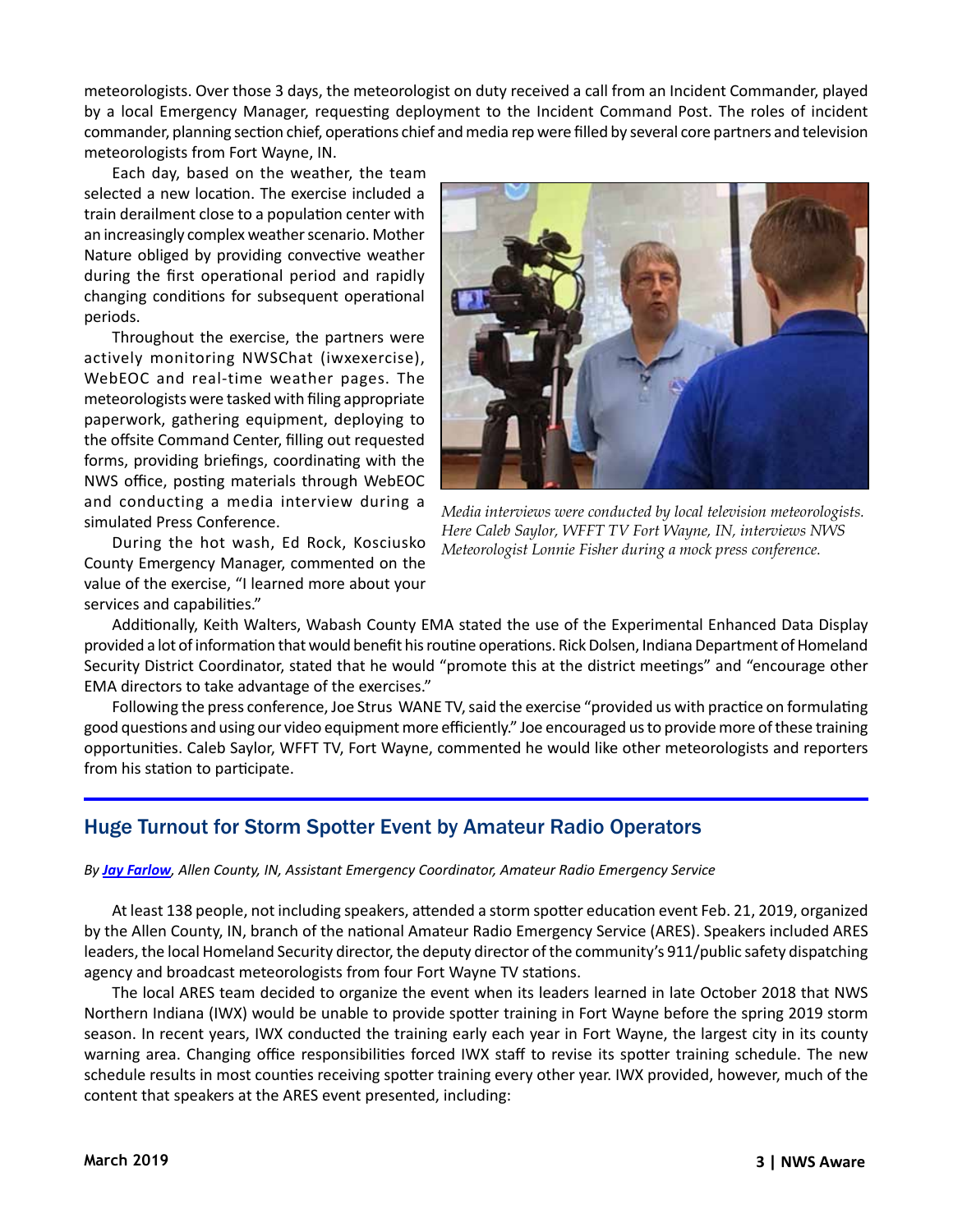meteorologists. Over those 3 days, the meteorologist on duty received a call from an Incident Commander, played by a local Emergency Manager, requesting deployment to the Incident Command Post. The roles of incident commander, planning section chief, operations chief and media rep were filled by several core partners and television meteorologists from Fort Wayne, IN.

Each day, based on the weather, the team selected a new location. The exercise included a train derailment close to a population center with an increasingly complex weather scenario. Mother Nature obliged by providing convective weather during the first operational period and rapidly changing conditions for subsequent operational periods.

Throughout the exercise, the partners were actively monitoring NWSChat (iwxexercise), WebEOC and real-time weather pages. The meteorologists were tasked with filing appropriate paperwork, gathering equipment, deploying to the offsite Command Center, filling out requested forms, providing briefings, coordinating with the NWS office, posting materials through WebEOC and conducting a media interview during a simulated Press Conference.

*Media interviews were conducted by local television meteorologists. Here Caleb Saylor, WFFT TV Fort Wayne, IN, interviews NWS Meteorologist Lonnie Fisher during a mock press conference.*

During the hot wash, Ed Rock, Kosciusko County Emergency Manager, commented on the value of the exercise, "I learned more about your services and capabilities."

Additionally, Keith Walters, Wabash County EMA stated the use of the Experimental Enhanced Data Display provided a lot of information that would benefit his routine operations. Rick Dolsen, Indiana Department of Homeland Security District Coordinator, stated that he would "promote this at the district meetings" and "encourage other EMA directors to take advantage of the exercises."

Following the press conference, Joe Strus WANE TV, said the exercise "provided us with practice on formulating good questions and using our video equipment more efficiently." Joe encouraged us to provide more of these training opportunities. Caleb Saylor, WFFT TV, Fort Wayne, commented he would like other meteorologists and reporters from his station to participate.

## Huge Turnout for Storm Spotter Event by Amateur Radio Operators

*By **Jay Farlow**, Allen County, IN, Assistant Emergency Coordinator, Amateur Radio Emergency Service*

At least 138 people, not including speakers, attended a storm spotter education event Feb. 21, 2019, organized by the Allen County, IN, branch of the national Amateur Radio Emergency Service (ARES). Speakers included ARES leaders, the local Homeland Security director, the deputy director of the community's 911/public safety dispatching agency and broadcast meteorologists from four Fort Wayne TV stations.

The local ARES team decided to organize the event when its leaders learned in late October 2018 that NWS Northern Indiana (IWX) would be unable to provide spotter training in Fort Wayne before the spring 2019 storm season. In recent years, IWX conducted the training early each year in Fort Wayne, the largest city in its county warning area. Changing office responsibilities forced IWX staff to revise its spotter training schedule. The new schedule results in most counties receiving spotter training every other year. IWX provided, however, much of the content that speakers at the ARES event presented, including: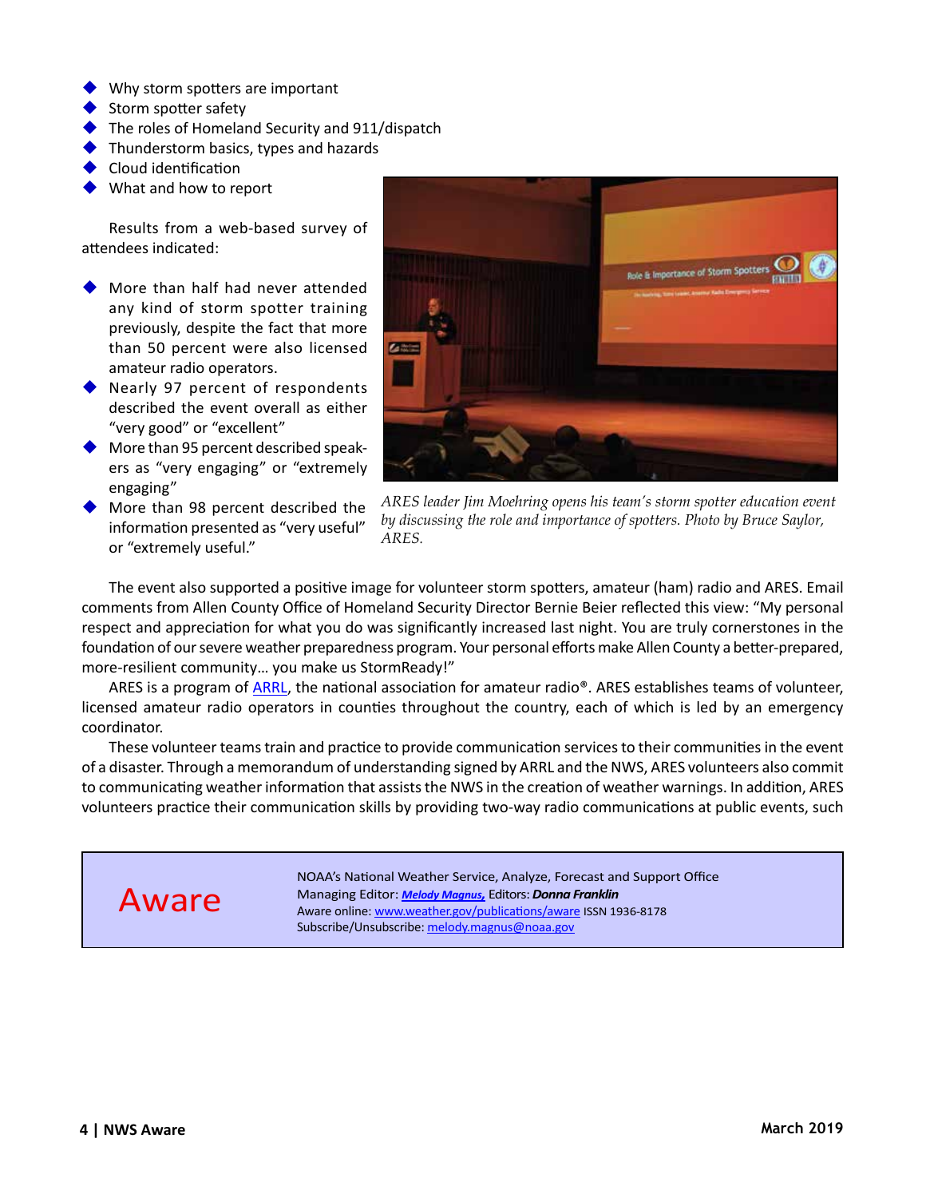- Why storm spotters are important
- Storm spotter safety
- The roles of Homeland Security and 911/dispatch
- Thunderstorm basics, types and hazards
- Cloud identification
- What and how to report

Results from a web-based survey of attendees indicated:

- More than half had never attended any kind of storm spotter training previously, despite the fact that more than 50 percent were also licensed amateur radio operators.
- Nearly 97 percent of respondents described the event overall as either "very good" or "excellent"
- More than 95 percent described speakers as "very engaging" or "extremely engaging"
- More than 98 percent described the information presented as "very useful" or "extremely useful."

*ARES leader Jim Moehring opens his team's storm spotter education event by discussing the role and importance of spotters. Photo by Bruce Saylor, ARES.*

The event also supported a positive image for volunteer storm spotters, amateur (ham) radio and ARES. Email comments from Allen County Office of Homeland Security Director Bernie Beier reflected this view: "My personal respect and appreciation for what you do was significantly increased last night. You are truly cornerstones in the foundation of our severe weather preparedness program. Your personal efforts make Allen County a better-prepared, more-resilient community… you make us StormReady!"

ARES is a program of ARRL, the national association for amateur radio®. ARES establishes teams of volunteer, licensed amateur radio operators in counties throughout the country, each of which is led by an emergency coordinator.

These volunteer teams train and practice to provide communication services to their communities in the event of a disaster. Through a memorandum of understanding signed by ARRL and the NWS, ARES volunteers also commit to communicating weather information that assists the NWS in the creation of weather warnings. In addition, ARES volunteers practice their communication skills by providing two-way radio communications at public events, such

---

**Aware**

NOAA's National Weather Service, Analyze, Forecast and Support Office
Managing Editor: ***Melody Magnus,*** Editors: ***Donna Franklin***
Aware online: www.weather.gov/publications/aware ISSN 1936-8178
Subscribe/Unsubscribe: melody.magnus@noaa.gov